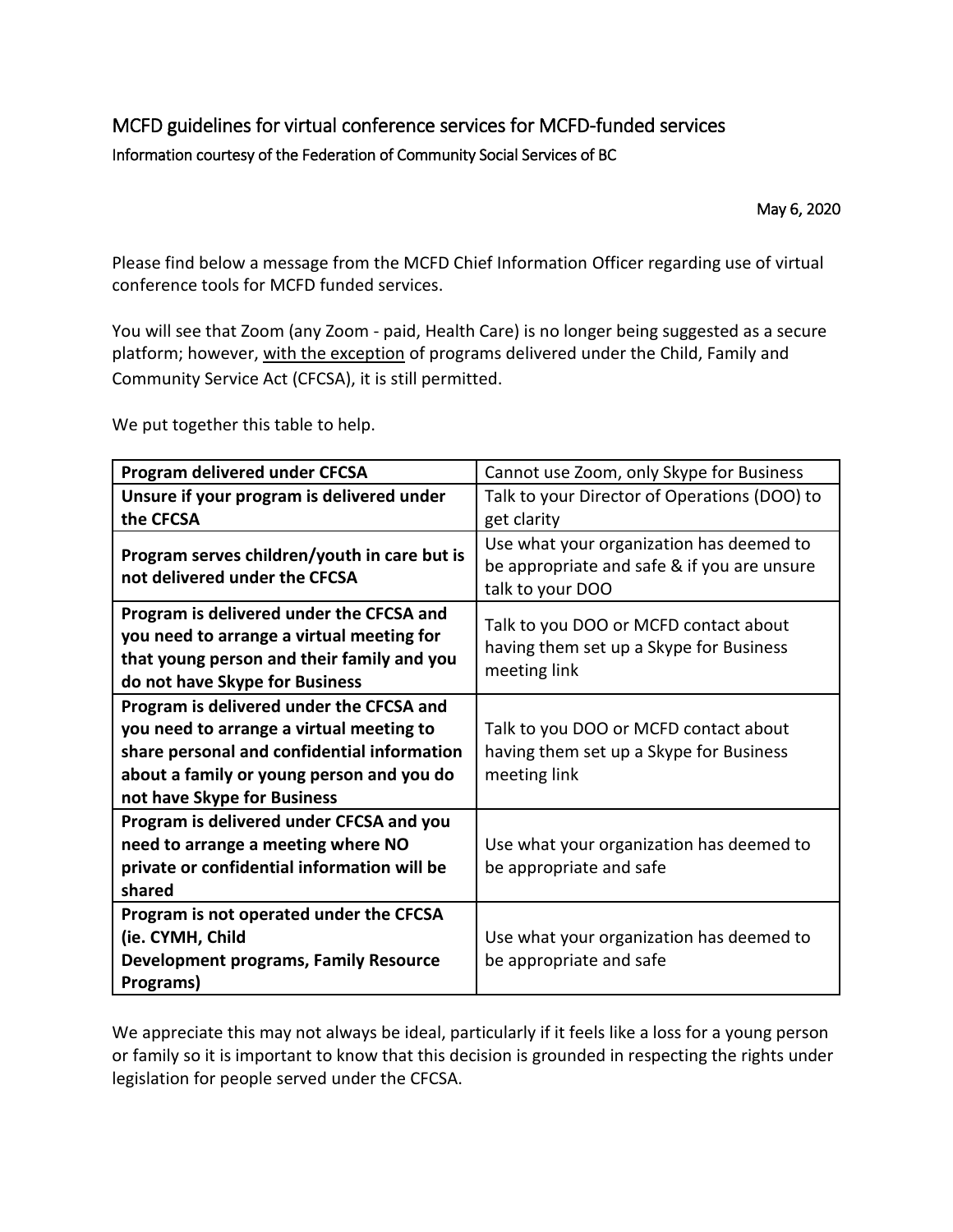# MCFD guidelines for virtual conference services for MCFD-funded services

Information courtesy of the Federation of Community Social Services of BC

May 6, 2020

Please find below a message from the MCFD Chief Information Officer regarding use of virtual conference tools for MCFD funded services.

You will see that Zoom (any Zoom - paid, Health Care) is no longer being suggested as a secure platform; however, <u>with the exception</u> of programs delivered under the Child, Family and Community Service Act (CFCSA), it is still permitted.

We put together this table to help.

| **Program delivered under CFCSA** | Cannot use Zoom, only Skype for Business |
|---|---|
| **Unsure if your program is delivered under the CFCSA** | Talk to your Director of Operations (DOO) to get clarity |
| **Program serves children/youth in care but is not delivered under the CFCSA** | Use what your organization has deemed to be appropriate and safe & if you are unsure talk to your DOO |
| **Program is delivered under the CFCSA and you need to arrange a virtual meeting for that young person and their family and you do not have Skype for Business** | Talk to you DOO or MCFD contact about having them set up a Skype for Business meeting link |
| **Program is delivered under the CFCSA and you need to arrange a virtual meeting to share personal and confidential information about a family or young person and you do not have Skype for Business** | Talk to you DOO or MCFD contact about having them set up a Skype for Business meeting link |
| **Program is delivered under CFCSA and you need to arrange a meeting where NO private or confidential information will be shared** | Use what your organization has deemed to be appropriate and safe |
| **Program is not operated under the CFCSA (ie. CYMH, Child Development programs, Family Resource Programs)** | Use what your organization has deemed to be appropriate and safe |

We appreciate this may not always be ideal, particularly if it feels like a loss for a young person or family so it is important to know that this decision is grounded in respecting the rights under legislation for people served under the CFCSA.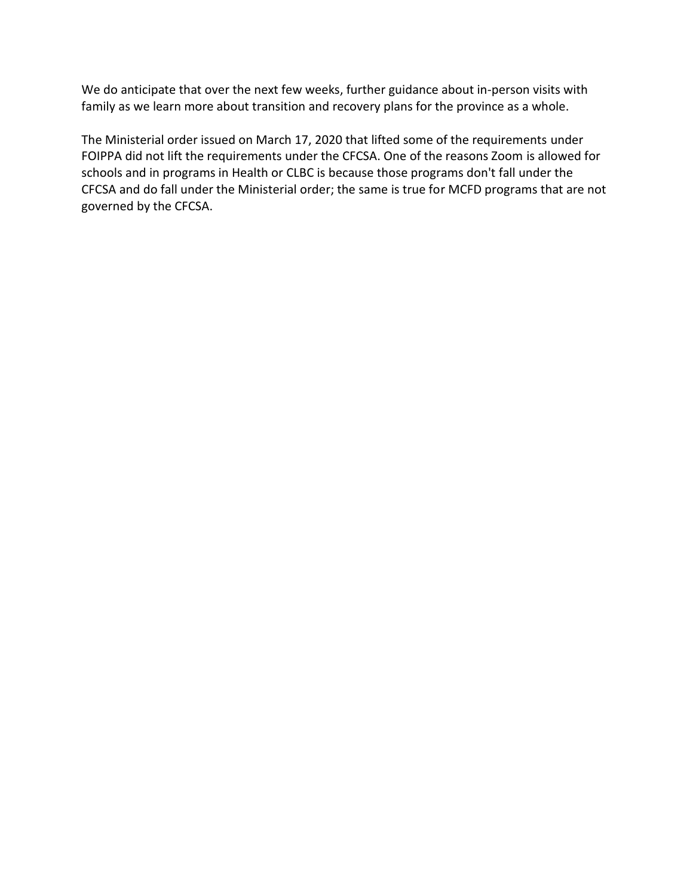We do anticipate that over the next few weeks, further guidance about in-person visits with family as we learn more about transition and recovery plans for the province as a whole.

The Ministerial order issued on March 17, 2020 that lifted some of the requirements under FOIPPA did not lift the requirements under the CFCSA. One of the reasons Zoom is allowed for schools and in programs in Health or CLBC is because those programs don't fall under the CFCSA and do fall under the Ministerial order; the same is true for MCFD programs that are not governed by the CFCSA.